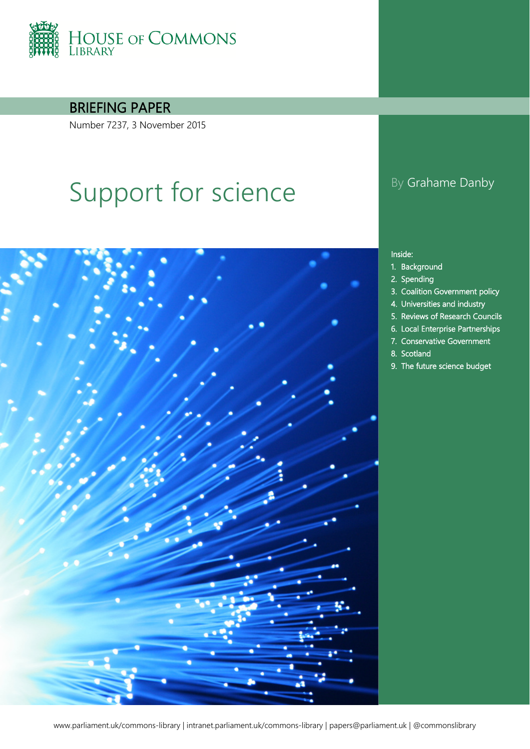House of Commons Library

BRIEFING PAPER

Number 7237, 3 November 2015

# Support for science

By Grahame Danby

Inside:
1. Background
2. Spending
3. Coalition Government policy
4. Universities and industry
5. Reviews of Research Councils
6. Local Enterprise Partnerships
7. Conservative Government
8. Scotland
9. The future science budget

www.parliament.uk/commons-library | intranet.parliament.uk/commons-library | papers@parliament.uk | @commonslibrary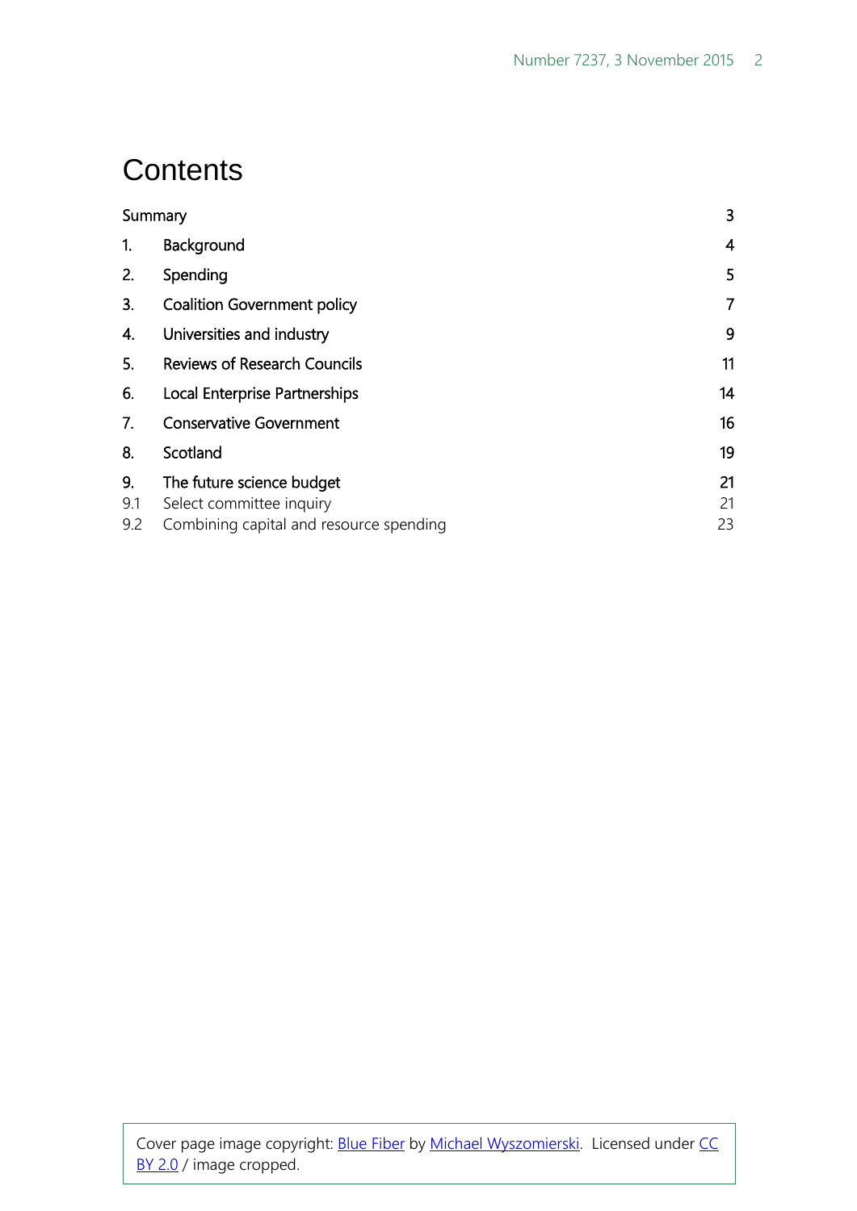# Contents

| | | |
|---|---|---|
| Summary | | 3 |
| 1. | Background | 4 |
| 2. | Spending | 5 |
| 3. | Coalition Government policy | 7 |
| 4. | Universities and industry | 9 |
| 5. | Reviews of Research Councils | 11 |
| 6. | Local Enterprise Partnerships | 14 |
| 7. | Conservative Government | 16 |
| 8. | Scotland | 19 |
| 9. | The future science budget | 21 |
| 9.1 | Select committee inquiry | 21 |
| 9.2 | Combining capital and resource spending | 23 |

Cover page image copyright: Blue Fiber by Michael Wyszomierski. Licensed under CC BY 2.0 / image cropped.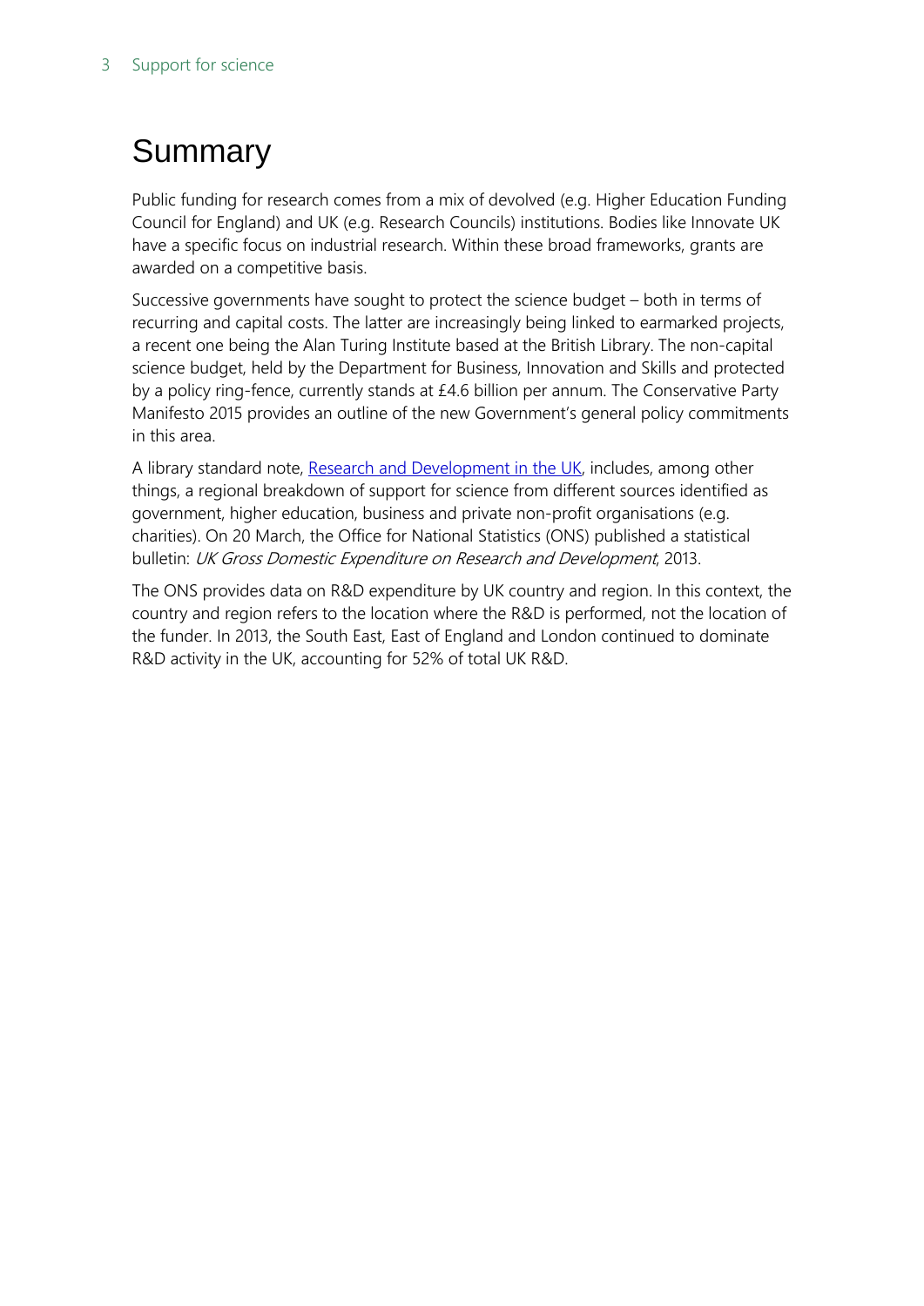# Summary

Public funding for research comes from a mix of devolved (e.g. Higher Education Funding Council for England) and UK (e.g. Research Councils) institutions. Bodies like Innovate UK have a specific focus on industrial research. Within these broad frameworks, grants are awarded on a competitive basis.

Successive governments have sought to protect the science budget – both in terms of recurring and capital costs. The latter are increasingly being linked to earmarked projects, a recent one being the Alan Turing Institute based at the British Library. The non-capital science budget, held by the Department for Business, Innovation and Skills and protected by a policy ring-fence, currently stands at £4.6 billion per annum. The Conservative Party Manifesto 2015 provides an outline of the new Government's general policy commitments in this area.

A library standard note, Research and Development in the UK, includes, among other things, a regional breakdown of support for science from different sources identified as government, higher education, business and private non-profit organisations (e.g. charities). On 20 March, the Office for National Statistics (ONS) published a statistical bulletin: *UK Gross Domestic Expenditure on Research and Development*, 2013.

The ONS provides data on R&D expenditure by UK country and region. In this context, the country and region refers to the location where the R&D is performed, not the location of the funder. In 2013, the South East, East of England and London continued to dominate R&D activity in the UK, accounting for 52% of total UK R&D.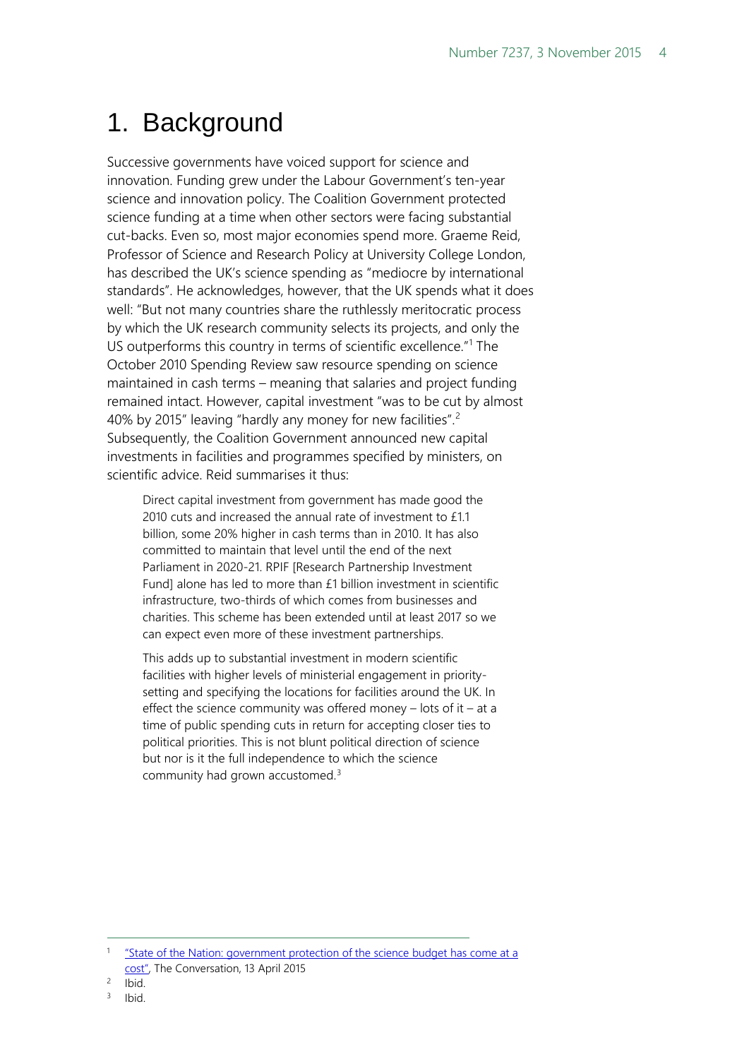# 1. Background

Successive governments have voiced support for science and innovation. Funding grew under the Labour Government's ten-year science and innovation policy. The Coalition Government protected science funding at a time when other sectors were facing substantial cut-backs. Even so, most major economies spend more. Graeme Reid, Professor of Science and Research Policy at University College London, has described the UK's science spending as "mediocre by international standards". He acknowledges, however, that the UK spends what it does well: "But not many countries share the ruthlessly meritocratic process by which the UK research community selects its projects, and only the US outperforms this country in terms of scientific excellence."[1] The October 2010 Spending Review saw resource spending on science maintained in cash terms – meaning that salaries and project funding remained intact. However, capital investment "was to be cut by almost 40% by 2015" leaving "hardly any money for new facilities".[2] Subsequently, the Coalition Government announced new capital investments in facilities and programmes specified by ministers, on scientific advice. Reid summarises it thus:

> Direct capital investment from government has made good the 2010 cuts and increased the annual rate of investment to £1.1 billion, some 20% higher in cash terms than in 2010. It has also committed to maintain that level until the end of the next Parliament in 2020-21. RPIF [Research Partnership Investment Fund] alone has led to more than £1 billion investment in scientific infrastructure, two-thirds of which comes from businesses and charities. This scheme has been extended until at least 2017 so we can expect even more of these investment partnerships.
>
> This adds up to substantial investment in modern scientific facilities with higher levels of ministerial engagement in priority-setting and specifying the locations for facilities around the UK. In effect the science community was offered money – lots of it – at a time of public spending cuts in return for accepting closer ties to political priorities. This is not blunt political direction of science but nor is it the full independence to which the science community had grown accustomed.[3]

---

1 "State of the Nation: government protection of the science budget has come at a cost", The Conversation, 13 April 2015

2 Ibid.

3 Ibid.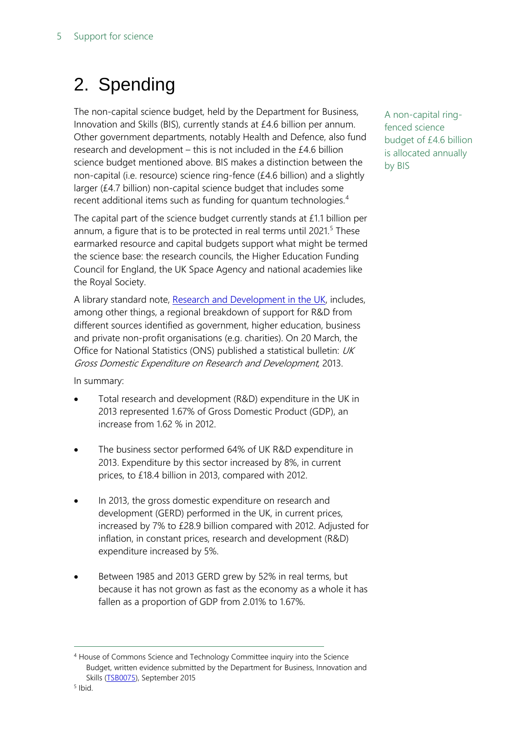# 2. Spending

The non-capital science budget, held by the Department for Business, Innovation and Skills (BIS), currently stands at £4.6 billion per annum. Other government departments, notably Health and Defence, also fund research and development – this is not included in the £4.6 billion science budget mentioned above. BIS makes a distinction between the non-capital (i.e. resource) science ring-fence (£4.6 billion) and a slightly larger (£4.7 billion) non-capital science budget that includes some recent additional items such as funding for quantum technologies.[4]

A non-capital ring-fenced science budget of £4.6 billion is allocated annually by BIS

The capital part of the science budget currently stands at £1.1 billion per annum, a figure that is to be protected in real terms until 2021.[5] These earmarked resource and capital budgets support what might be termed the science base: the research councils, the Higher Education Funding Council for England, the UK Space Agency and national academies like the Royal Society.

A library standard note, [Research and Development in the UK](), includes, among other things, a regional breakdown of support for R&D from different sources identified as government, higher education, business and private non-profit organisations (e.g. charities). On 20 March, the Office for National Statistics (ONS) published a statistical bulletin: *UK Gross Domestic Expenditure on Research and Development*, 2013.

In summary:

- Total research and development (R&D) expenditure in the UK in 2013 represented 1.67% of Gross Domestic Product (GDP), an increase from 1.62 % in 2012.
- The business sector performed 64% of UK R&D expenditure in 2013. Expenditure by this sector increased by 8%, in current prices, to £18.4 billion in 2013, compared with 2012.
- In 2013, the gross domestic expenditure on research and development (GERD) performed in the UK, in current prices, increased by 7% to £28.9 billion compared with 2012. Adjusted for inflation, in constant prices, research and development (R&D) expenditure increased by 5%.
- Between 1985 and 2013 GERD grew by 52% in real terms, but because it has not grown as fast as the economy as a whole it has fallen as a proportion of GDP from 2.01% to 1.67%.

---

[4] House of Commons Science and Technology Committee inquiry into the Science Budget, written evidence submitted by the Department for Business, Innovation and Skills ([TSB0075]()), September 2015

[5] Ibid.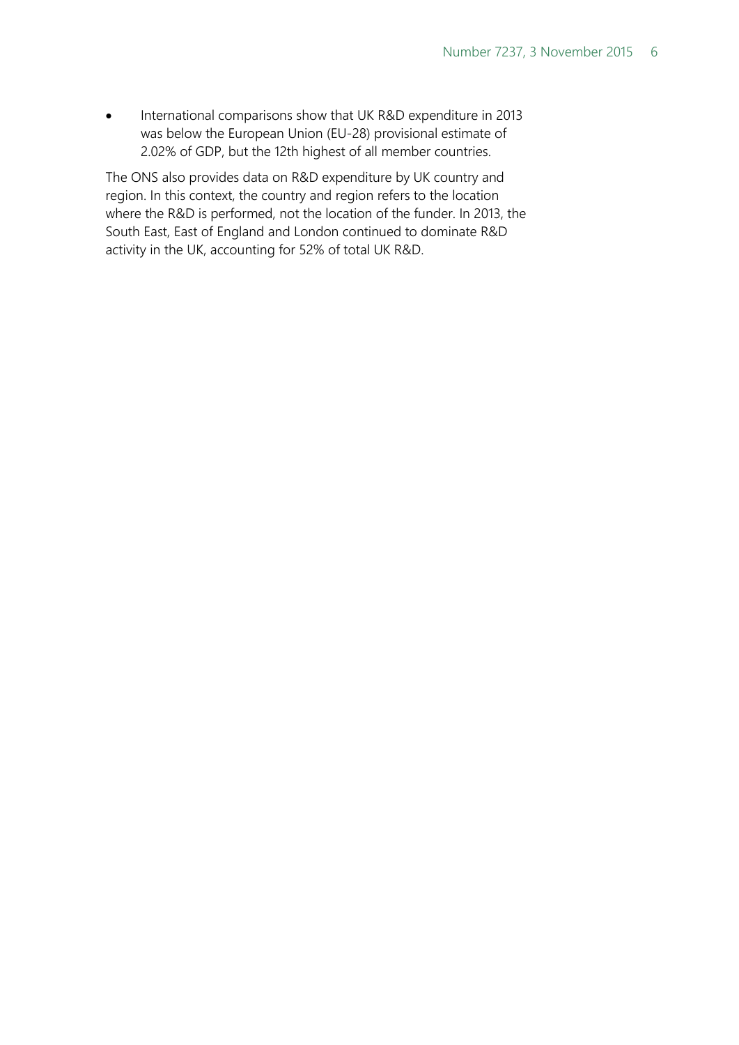- International comparisons show that UK R&D expenditure in 2013 was below the European Union (EU-28) provisional estimate of 2.02% of GDP, but the 12th highest of all member countries.

The ONS also provides data on R&D expenditure by UK country and region. In this context, the country and region refers to the location where the R&D is performed, not the location of the funder. In 2013, the South East, East of England and London continued to dominate R&D activity in the UK, accounting for 52% of total UK R&D.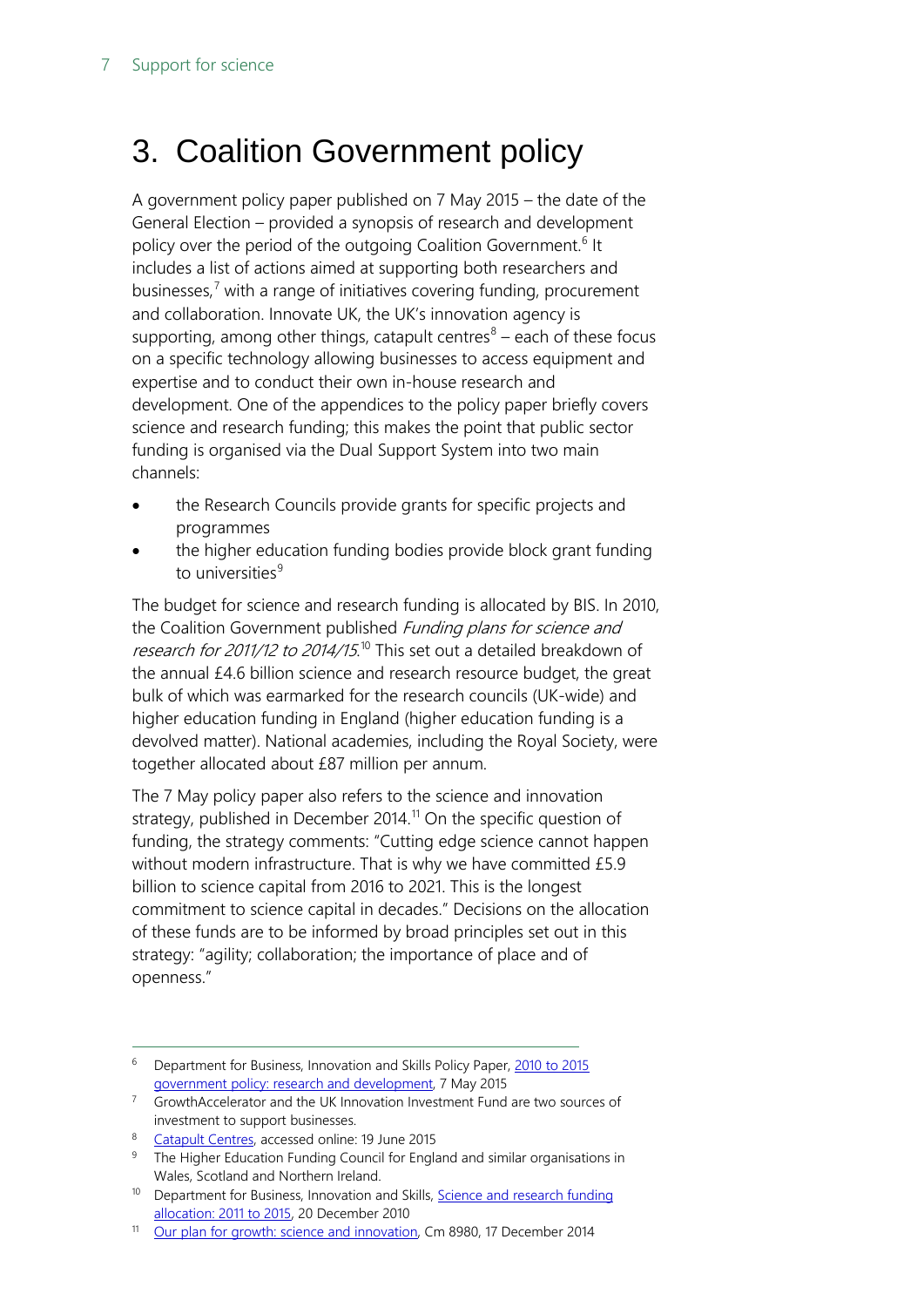# 3. Coalition Government policy

A government policy paper published on 7 May 2015 – the date of the General Election – provided a synopsis of research and development policy over the period of the outgoing Coalition Government.[6] It includes a list of actions aimed at supporting both researchers and businesses,[7] with a range of initiatives covering funding, procurement and collaboration. Innovate UK, the UK's innovation agency is supporting, among other things, catapult centres[8] – each of these focus on a specific technology allowing businesses to access equipment and expertise and to conduct their own in-house research and development. One of the appendices to the policy paper briefly covers science and research funding; this makes the point that public sector funding is organised via the Dual Support System into two main channels:

- the Research Councils provide grants for specific projects and programmes
- the higher education funding bodies provide block grant funding to universities[9]

The budget for science and research funding is allocated by BIS. In 2010, the Coalition Government published *Funding plans for science and research for 2011/12 to 2014/15*.[10] This set out a detailed breakdown of the annual £4.6 billion science and research resource budget, the great bulk of which was earmarked for the research councils (UK-wide) and higher education funding in England (higher education funding is a devolved matter). National academies, including the Royal Society, were together allocated about £87 million per annum.

The 7 May policy paper also refers to the science and innovation strategy, published in December 2014.[11] On the specific question of funding, the strategy comments: "Cutting edge science cannot happen without modern infrastructure. That is why we have committed £5.9 billion to science capital from 2016 to 2021. This is the longest commitment to science capital in decades." Decisions on the allocation of these funds are to be informed by broad principles set out in this strategy: "agility; collaboration; the importance of place and of openness."

---

[6] Department for Business, Innovation and Skills Policy Paper, 2010 to 2015 government policy: research and development, 7 May 2015

[7] GrowthAccelerator and the UK Innovation Investment Fund are two sources of investment to support businesses.

[8] Catapult Centres, accessed online: 19 June 2015

[9] The Higher Education Funding Council for England and similar organisations in Wales, Scotland and Northern Ireland.

[10] Department for Business, Innovation and Skills, Science and research funding allocation: 2011 to 2015, 20 December 2010

[11] Our plan for growth: science and innovation, Cm 8980, 17 December 2014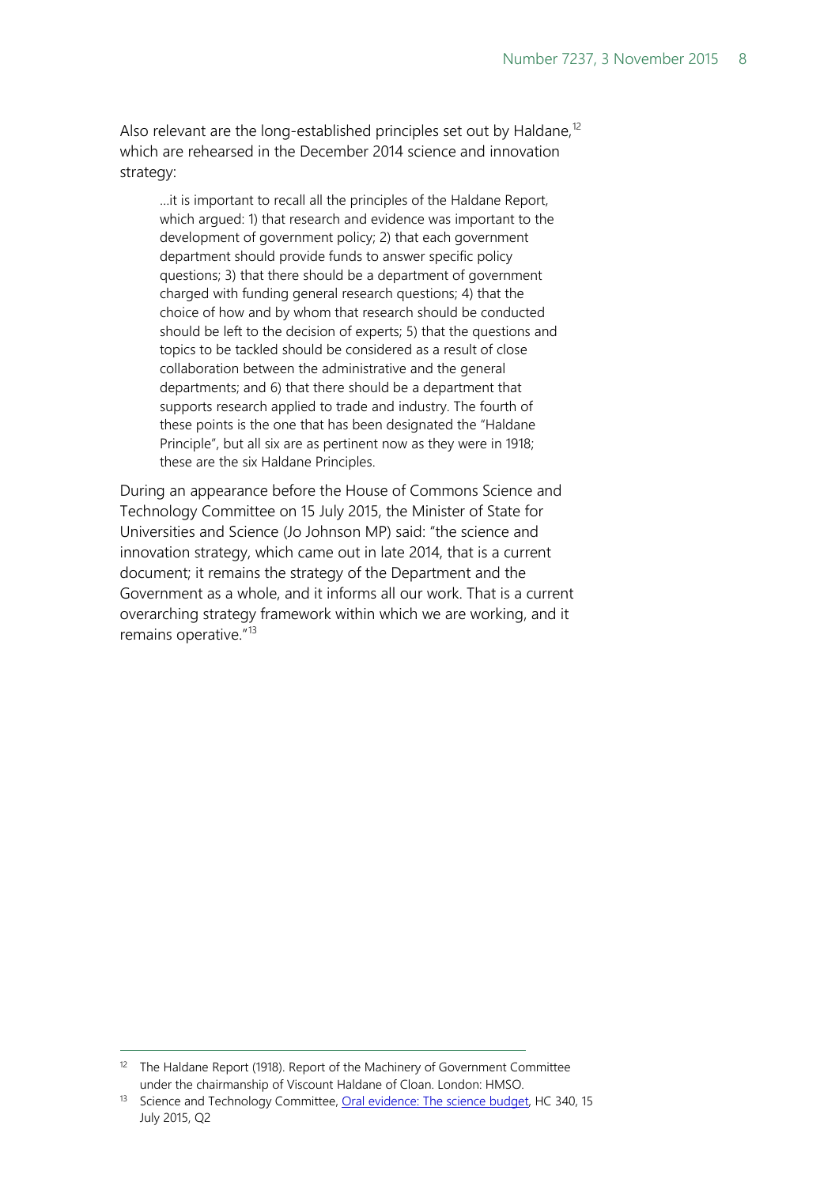Also relevant are the long-established principles set out by Haldane,[12] which are rehearsed in the December 2014 science and innovation strategy:

> …it is important to recall all the principles of the Haldane Report, which argued: 1) that research and evidence was important to the development of government policy; 2) that each government department should provide funds to answer specific policy questions; 3) that there should be a department of government charged with funding general research questions; 4) that the choice of how and by whom that research should be conducted should be left to the decision of experts; 5) that the questions and topics to be tackled should be considered as a result of close collaboration between the administrative and the general departments; and 6) that there should be a department that supports research applied to trade and industry. The fourth of these points is the one that has been designated the "Haldane Principle", but all six are as pertinent now as they were in 1918; these are the six Haldane Principles.

During an appearance before the House of Commons Science and Technology Committee on 15 July 2015, the Minister of State for Universities and Science (Jo Johnson MP) said: "the science and innovation strategy, which came out in late 2014, that is a current document; it remains the strategy of the Department and the Government as a whole, and it informs all our work. That is a current overarching strategy framework within which we are working, and it remains operative."[13]

---

[12] The Haldane Report (1918). Report of the Machinery of Government Committee under the chairmanship of Viscount Haldane of Cloan. London: HMSO.

[13] Science and Technology Committee, [Oral evidence: The science budget](), HC 340, 15 July 2015, Q2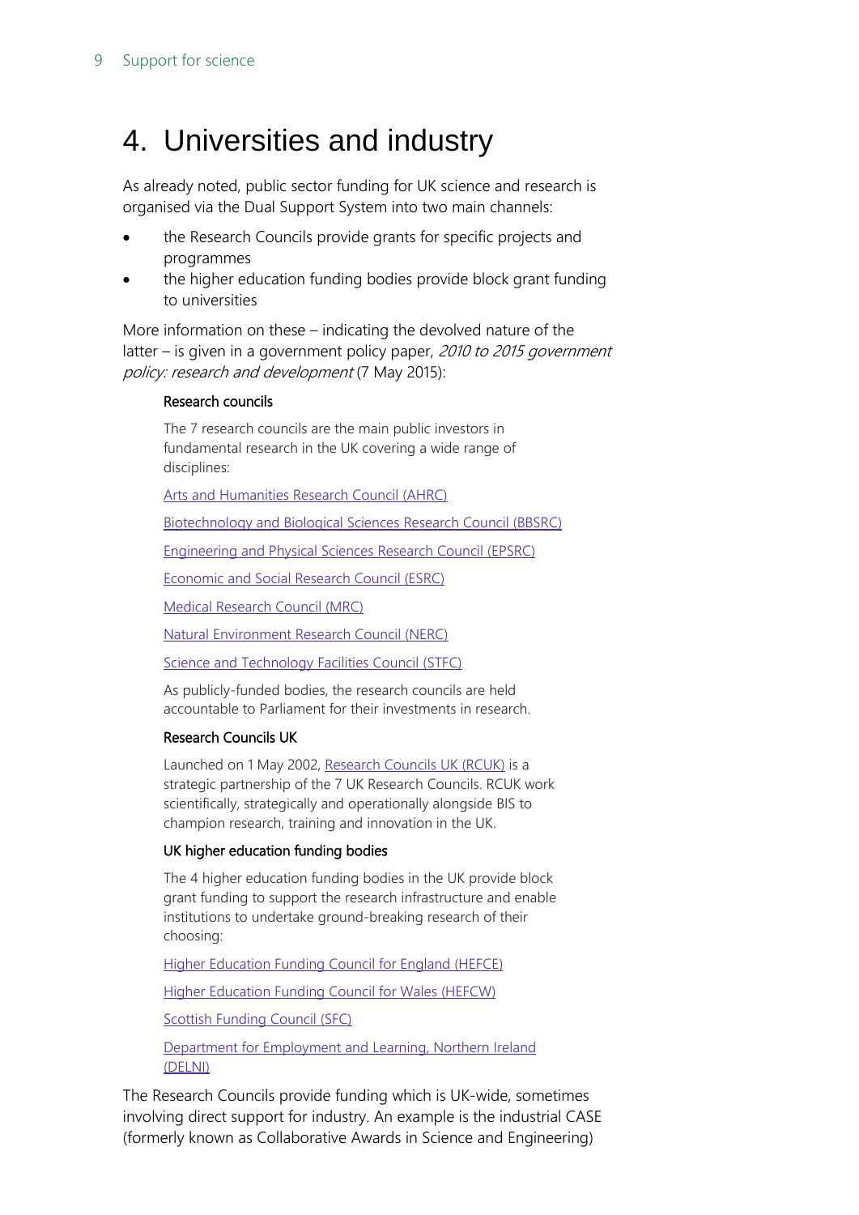# 4. Universities and industry

As already noted, public sector funding for UK science and research is organised via the Dual Support System into two main channels:

- the Research Councils provide grants for specific projects and programmes
- the higher education funding bodies provide block grant funding to universities

More information on these – indicating the devolved nature of the latter – is given in a government policy paper, *2010 to 2015 government policy: research and development* (7 May 2015):

> **Research councils**
>
> The 7 research councils are the main public investors in fundamental research in the UK covering a wide range of disciplines:
>
> Arts and Humanities Research Council (AHRC)
>
> Biotechnology and Biological Sciences Research Council (BBSRC)
>
> Engineering and Physical Sciences Research Council (EPSRC)
>
> Economic and Social Research Council (ESRC)
>
> Medical Research Council (MRC)
>
> Natural Environment Research Council (NERC)
>
> Science and Technology Facilities Council (STFC)
>
> As publicly-funded bodies, the research councils are held accountable to Parliament for their investments in research.
>
> **Research Councils UK**
>
> Launched on 1 May 2002, Research Councils UK (RCUK) is a strategic partnership of the 7 UK Research Councils. RCUK work scientifically, strategically and operationally alongside BIS to champion research, training and innovation in the UK.
>
> **UK higher education funding bodies**
>
> The 4 higher education funding bodies in the UK provide block grant funding to support the research infrastructure and enable institutions to undertake ground-breaking research of their choosing:
>
> Higher Education Funding Council for England (HEFCE)
>
> Higher Education Funding Council for Wales (HEFCW)
>
> Scottish Funding Council (SFC)
>
> Department for Employment and Learning, Northern Ireland (DELNI)

The Research Councils provide funding which is UK-wide, sometimes involving direct support for industry. An example is the industrial CASE (formerly known as Collaborative Awards in Science and Engineering)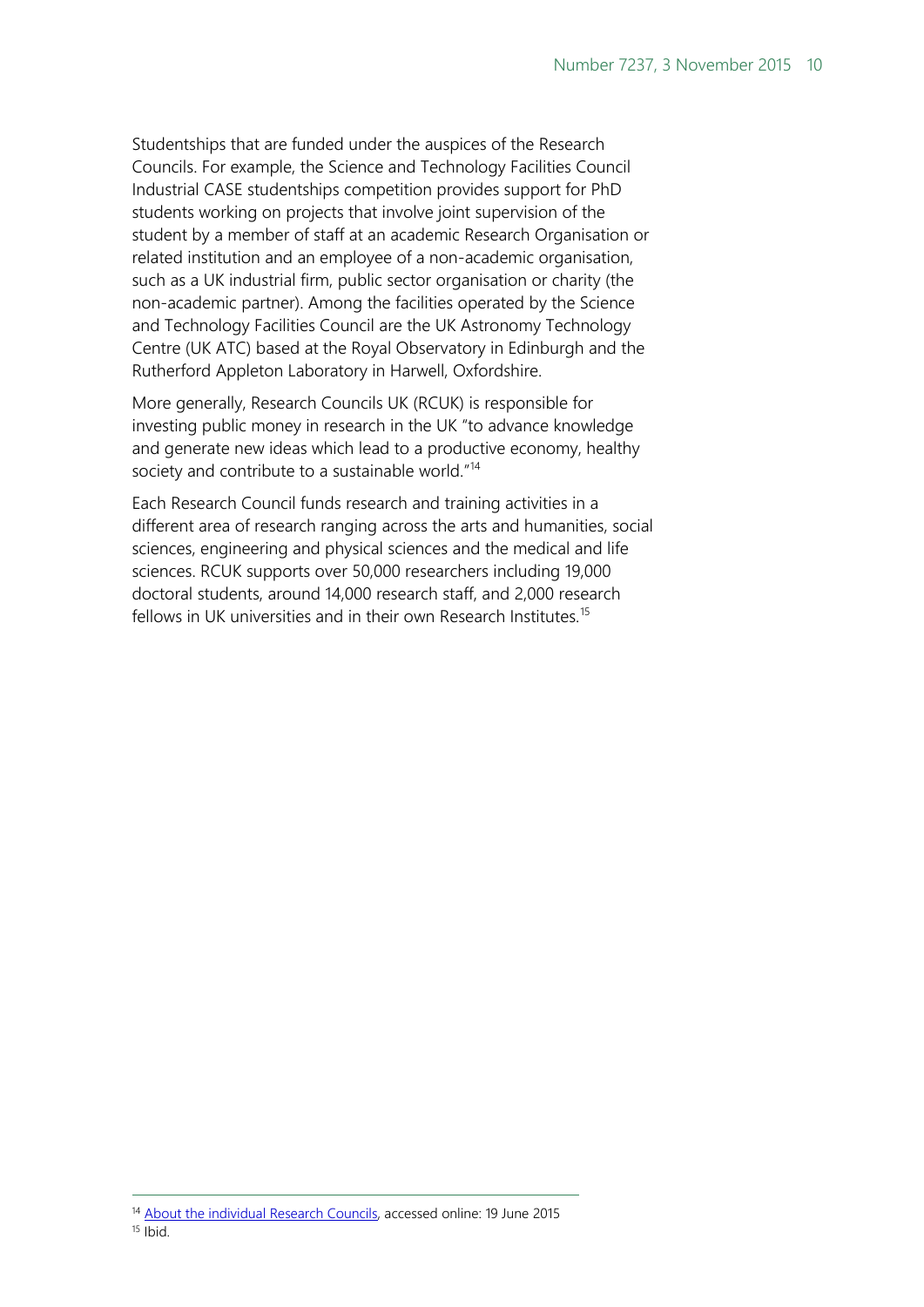Studentships that are funded under the auspices of the Research Councils. For example, the Science and Technology Facilities Council Industrial CASE studentships competition provides support for PhD students working on projects that involve joint supervision of the student by a member of staff at an academic Research Organisation or related institution and an employee of a non-academic organisation, such as a UK industrial firm, public sector organisation or charity (the non-academic partner). Among the facilities operated by the Science and Technology Facilities Council are the UK Astronomy Technology Centre (UK ATC) based at the Royal Observatory in Edinburgh and the Rutherford Appleton Laboratory in Harwell, Oxfordshire.

More generally, Research Councils UK (RCUK) is responsible for investing public money in research in the UK "to advance knowledge and generate new ideas which lead to a productive economy, healthy society and contribute to a sustainable world."[14]

Each Research Council funds research and training activities in a different area of research ranging across the arts and humanities, social sciences, engineering and physical sciences and the medical and life sciences. RCUK supports over 50,000 researchers including 19,000 doctoral students, around 14,000 research staff, and 2,000 research fellows in UK universities and in their own Research Institutes.[15]

---

[14] About the individual Research Councils, accessed online: 19 June 2015

[15] Ibid.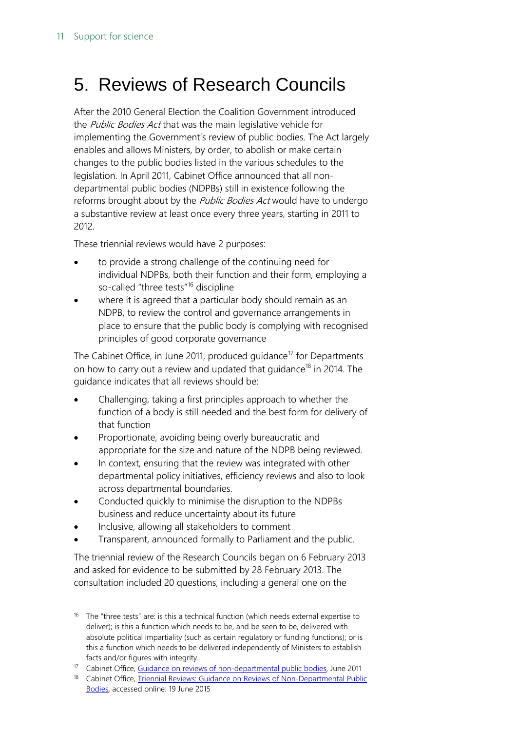# 5. Reviews of Research Councils

After the 2010 General Election the Coalition Government introduced the *Public Bodies Act* that was the main legislative vehicle for implementing the Government's review of public bodies. The Act largely enables and allows Ministers, by order, to abolish or make certain changes to the public bodies listed in the various schedules to the legislation. In April 2011, Cabinet Office announced that all non-departmental public bodies (NDPBs) still in existence following the reforms brought about by the *Public Bodies Act* would have to undergo a substantive review at least once every three years, starting in 2011 to 2012.

These triennial reviews would have 2 purposes:

- to provide a strong challenge of the continuing need for individual NDPBs, both their function and their form, employing a so-called "three tests"[16] discipline
- where it is agreed that a particular body should remain as an NDPB, to review the control and governance arrangements in place to ensure that the public body is complying with recognised principles of good corporate governance

The Cabinet Office, in June 2011, produced guidance[17] for Departments on how to carry out a review and updated that guidance[18] in 2014. The guidance indicates that all reviews should be:

- Challenging, taking a first principles approach to whether the function of a body is still needed and the best form for delivery of that function
- Proportionate, avoiding being overly bureaucratic and appropriate for the size and nature of the NDPB being reviewed.
- In context, ensuring that the review was integrated with other departmental policy initiatives, efficiency reviews and also to look across departmental boundaries.
- Conducted quickly to minimise the disruption to the NDPBs business and reduce uncertainty about its future
- Inclusive, allowing all stakeholders to comment
- Transparent, announced formally to Parliament and the public.

The triennial review of the Research Councils began on 6 February 2013 and asked for evidence to be submitted by 28 February 2013. The consultation included 20 questions, including a general one on the

---

[16] The "three tests" are: is this a technical function (which needs external expertise to deliver); is this a function which needs to be, and be seen to be, delivered with absolute political impartiality (such as certain regulatory or funding functions); or is this a function which needs to be delivered independently of Ministers to establish facts and/or figures with integrity.

[17] Cabinet Office, Guidance on reviews of non-departmental public bodies, June 2011

[18] Cabinet Office, Triennial Reviews: Guidance on Reviews of Non-Departmental Public Bodies, accessed online: 19 June 2015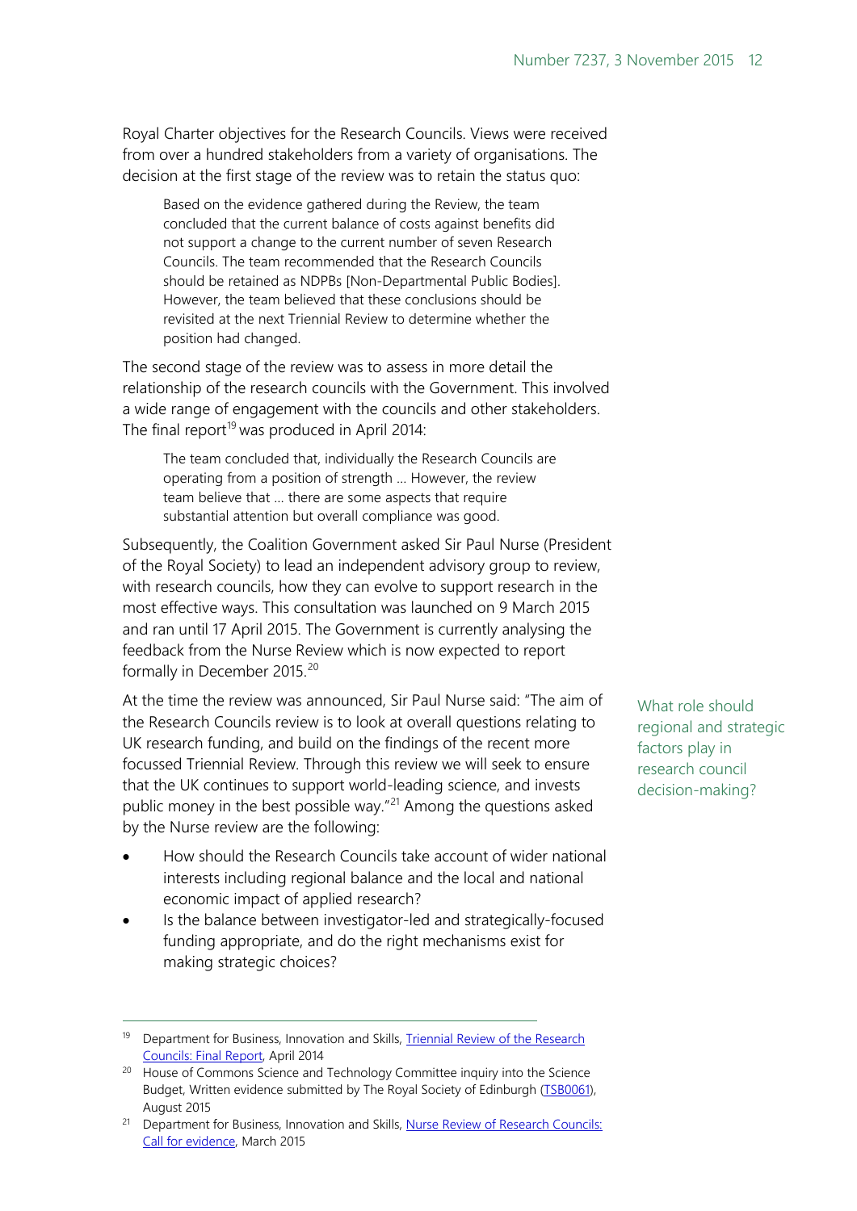Royal Charter objectives for the Research Councils. Views were received from over a hundred stakeholders from a variety of organisations. The decision at the first stage of the review was to retain the status quo:

> Based on the evidence gathered during the Review, the team concluded that the current balance of costs against benefits did not support a change to the current number of seven Research Councils. The team recommended that the Research Councils should be retained as NDPBs [Non-Departmental Public Bodies]. However, the team believed that these conclusions should be revisited at the next Triennial Review to determine whether the position had changed.

The second stage of the review was to assess in more detail the relationship of the research councils with the Government. This involved a wide range of engagement with the councils and other stakeholders. The final report[19] was produced in April 2014:

> The team concluded that, individually the Research Councils are operating from a position of strength … However, the review team believe that … there are some aspects that require substantial attention but overall compliance was good.

Subsequently, the Coalition Government asked Sir Paul Nurse (President of the Royal Society) to lead an independent advisory group to review, with research councils, how they can evolve to support research in the most effective ways. This consultation was launched on 9 March 2015 and ran until 17 April 2015. The Government is currently analysing the feedback from the Nurse Review which is now expected to report formally in December 2015.[20]

What role should regional and strategic factors play in research council decision-making?

At the time the review was announced, Sir Paul Nurse said: "The aim of the Research Councils review is to look at overall questions relating to UK research funding, and build on the findings of the recent more focussed Triennial Review. Through this review we will seek to ensure that the UK continues to support world-leading science, and invests public money in the best possible way."[21] Among the questions asked by the Nurse review are the following:

- How should the Research Councils take account of wider national interests including regional balance and the local and national economic impact of applied research?
- Is the balance between investigator-led and strategically-focused funding appropriate, and do the right mechanisms exist for making strategic choices?

---

[19] Department for Business, Innovation and Skills, Triennial Review of the Research Councils: Final Report, April 2014

[20] House of Commons Science and Technology Committee inquiry into the Science Budget, Written evidence submitted by The Royal Society of Edinburgh (TSB0061), August 2015

[21] Department for Business, Innovation and Skills, Nurse Review of Research Councils: Call for evidence, March 2015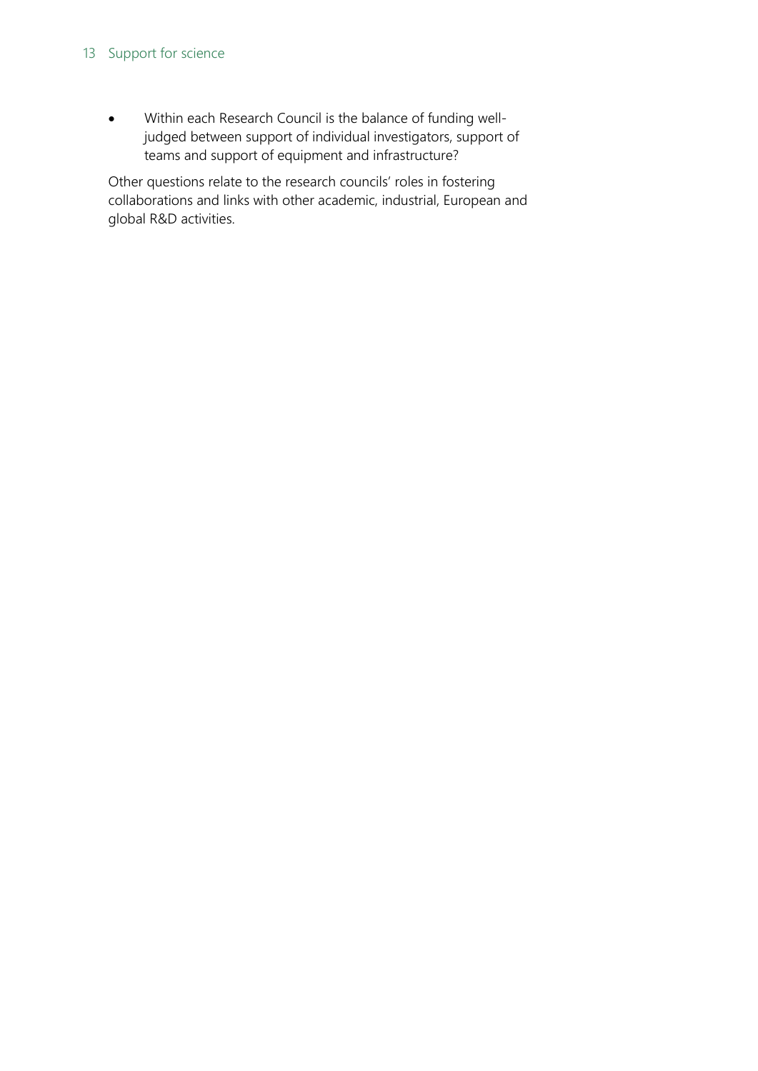- Within each Research Council is the balance of funding well-judged between support of individual investigators, support of teams and support of equipment and infrastructure?

Other questions relate to the research councils' roles in fostering collaborations and links with other academic, industrial, European and global R&D activities.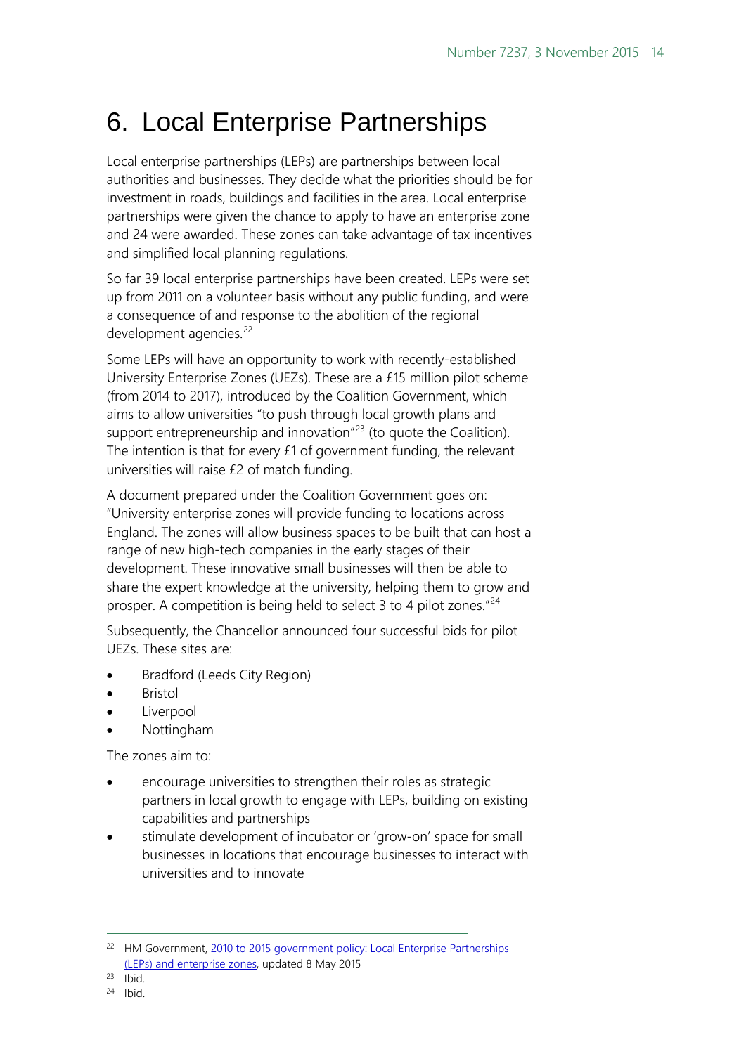# 6. Local Enterprise Partnerships

Local enterprise partnerships (LEPs) are partnerships between local authorities and businesses. They decide what the priorities should be for investment in roads, buildings and facilities in the area. Local enterprise partnerships were given the chance to apply to have an enterprise zone and 24 were awarded. These zones can take advantage of tax incentives and simplified local planning regulations.

So far 39 local enterprise partnerships have been created. LEPs were set up from 2011 on a volunteer basis without any public funding, and were a consequence of and response to the abolition of the regional development agencies.[22]

Some LEPs will have an opportunity to work with recently-established University Enterprise Zones (UEZs). These are a £15 million pilot scheme (from 2014 to 2017), introduced by the Coalition Government, which aims to allow universities "to push through local growth plans and support entrepreneurship and innovation"[23] (to quote the Coalition). The intention is that for every £1 of government funding, the relevant universities will raise £2 of match funding.

A document prepared under the Coalition Government goes on: "University enterprise zones will provide funding to locations across England. The zones will allow business spaces to be built that can host a range of new high-tech companies in the early stages of their development. These innovative small businesses will then be able to share the expert knowledge at the university, helping them to grow and prosper. A competition is being held to select 3 to 4 pilot zones."[24]

Subsequently, the Chancellor announced four successful bids for pilot UEZs. These sites are:

- Bradford (Leeds City Region)
- Bristol
- Liverpool
- Nottingham

The zones aim to:

- encourage universities to strengthen their roles as strategic partners in local growth to engage with LEPs, building on existing capabilities and partnerships
- stimulate development of incubator or 'grow-on' space for small businesses in locations that encourage businesses to interact with universities and to innovate

---

[22] HM Government, 2010 to 2015 government policy: Local Enterprise Partnerships (LEPs) and enterprise zones, updated 8 May 2015

[23] Ibid.

[24] Ibid.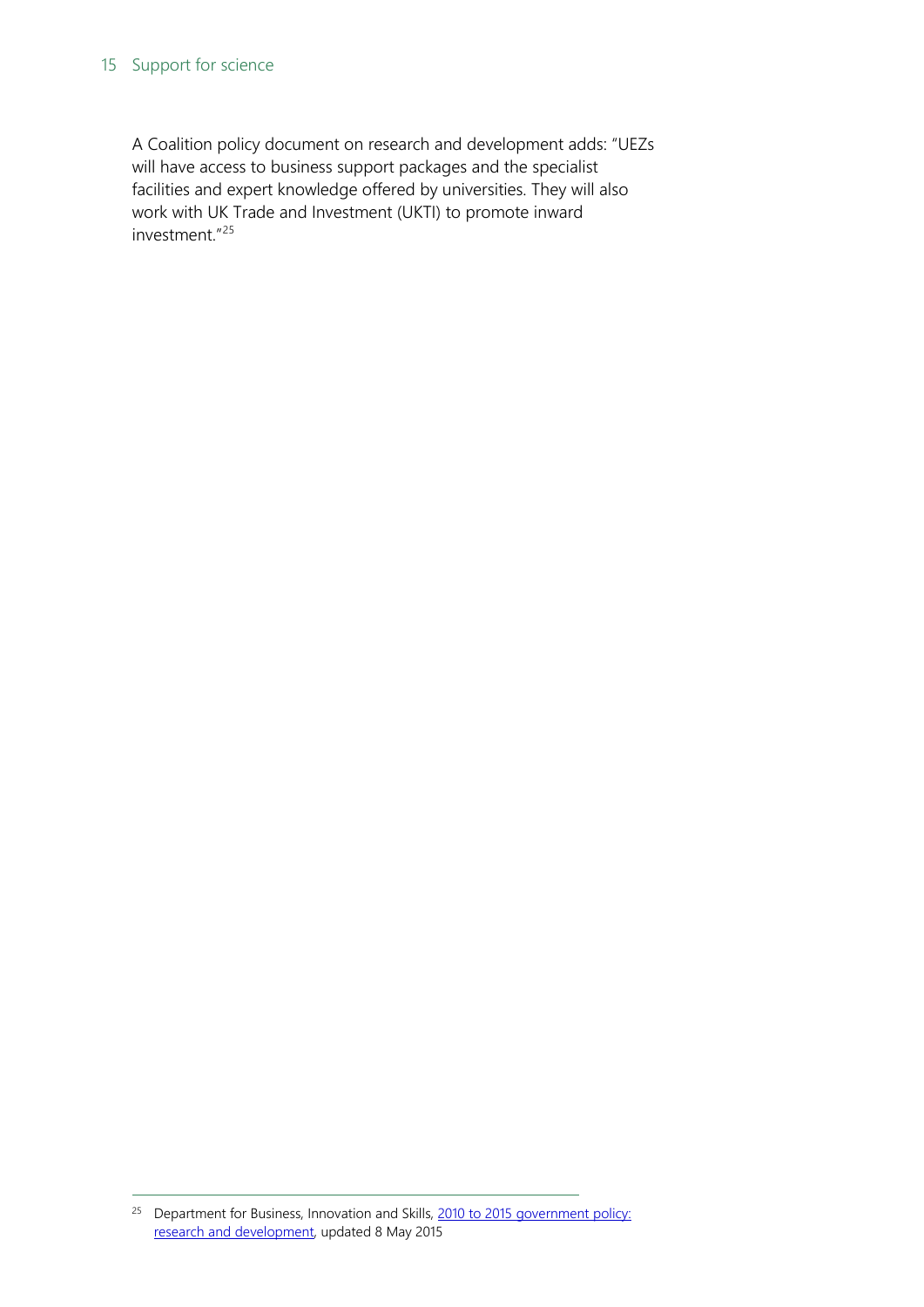A Coalition policy document on research and development adds: "UEZs will have access to business support packages and the specialist facilities and expert knowledge offered by universities. They will also work with UK Trade and Investment (UKTI) to promote inward investment."[25]

---

[25] Department for Business, Innovation and Skills, 2010 to 2015 government policy: research and development, updated 8 May 2015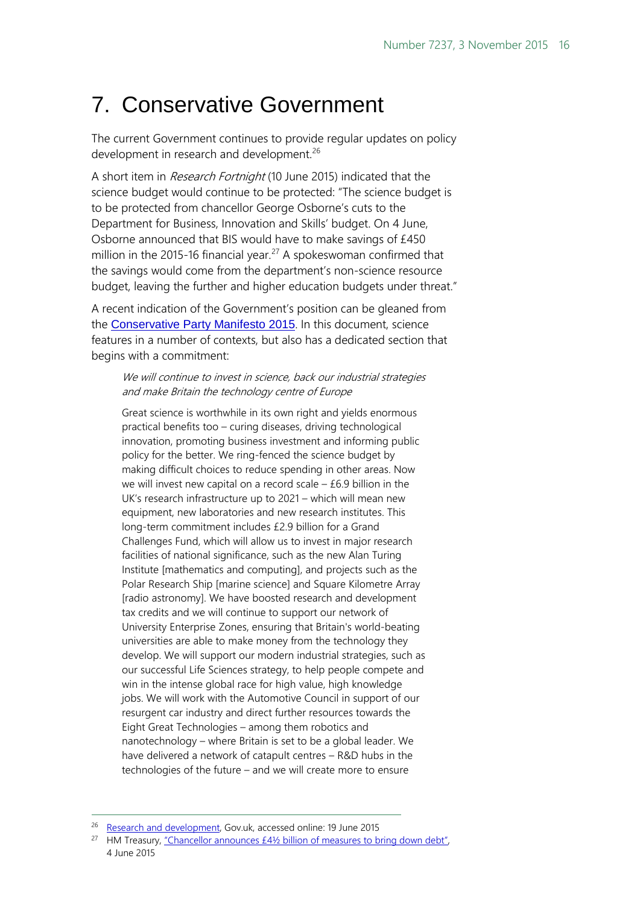# 7. Conservative Government

The current Government continues to provide regular updates on policy development in research and development.[26]

A short item in *Research Fortnight* (10 June 2015) indicated that the science budget would continue to be protected: "The science budget is to be protected from chancellor George Osborne's cuts to the Department for Business, Innovation and Skills' budget. On 4 June, Osborne announced that BIS would have to make savings of £450 million in the 2015-16 financial year.[27] A spokeswoman confirmed that the savings would come from the department's non-science resource budget, leaving the further and higher education budgets under threat."

A recent indication of the Government's position can be gleaned from the Conservative Party Manifesto 2015. In this document, science features in a number of contexts, but also has a dedicated section that begins with a commitment:

> *We will continue to invest in science, back our industrial strategies and make Britain the technology centre of Europe*
>
> Great science is worthwhile in its own right and yields enormous practical benefits too – curing diseases, driving technological innovation, promoting business investment and informing public policy for the better. We ring-fenced the science budget by making difficult choices to reduce spending in other areas. Now we will invest new capital on a record scale – £6.9 billion in the UK's research infrastructure up to 2021 – which will mean new equipment, new laboratories and new research institutes. This long-term commitment includes £2.9 billion for a Grand Challenges Fund, which will allow us to invest in major research facilities of national significance, such as the new Alan Turing Institute [mathematics and computing], and projects such as the Polar Research Ship [marine science] and Square Kilometre Array [radio astronomy]. We have boosted research and development tax credits and we will continue to support our network of University Enterprise Zones, ensuring that Britain's world-beating universities are able to make money from the technology they develop. We will support our modern industrial strategies, such as our successful Life Sciences strategy, to help people compete and win in the intense global race for high value, high knowledge jobs. We will work with the Automotive Council in support of our resurgent car industry and direct further resources towards the Eight Great Technologies – among them robotics and nanotechnology – where Britain is set to be a global leader. We have delivered a network of catapult centres – R&D hubs in the technologies of the future – and we will create more to ensure

---

[26] Research and development, Gov.uk, accessed online: 19 June 2015

[27] HM Treasury, "Chancellor announces £4½ billion of measures to bring down debt", 4 June 2015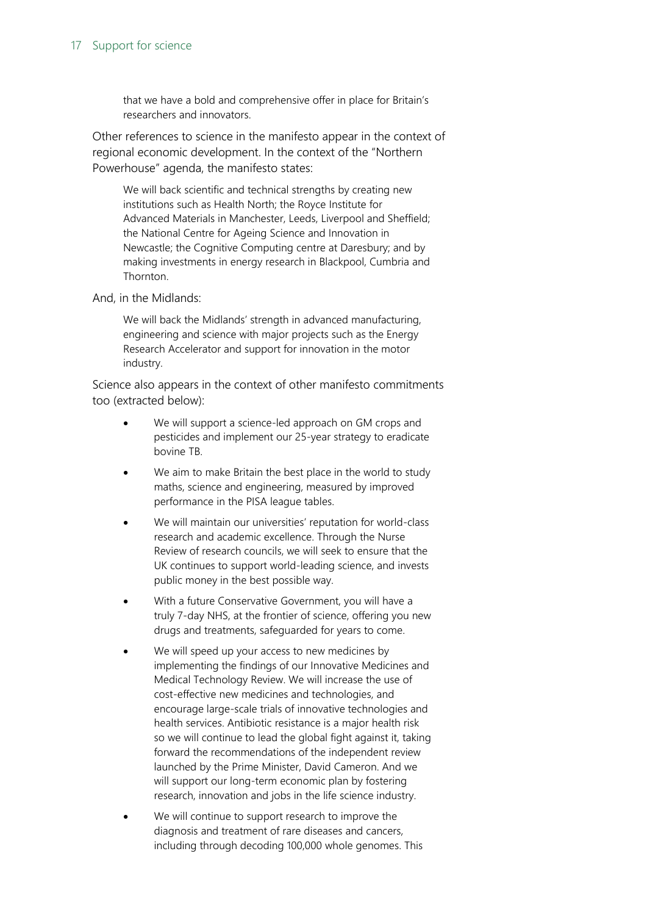> that we have a bold and comprehensive offer in place for Britain's researchers and innovators.

Other references to science in the manifesto appear in the context of regional economic development. In the context of the "Northern Powerhouse" agenda, the manifesto states:

> We will back scientific and technical strengths by creating new institutions such as Health North; the Royce Institute for Advanced Materials in Manchester, Leeds, Liverpool and Sheffield; the National Centre for Ageing Science and Innovation in Newcastle; the Cognitive Computing centre at Daresbury; and by making investments in energy research in Blackpool, Cumbria and Thornton.

And, in the Midlands:

> We will back the Midlands' strength in advanced manufacturing, engineering and science with major projects such as the Energy Research Accelerator and support for innovation in the motor industry.

Science also appears in the context of other manifesto commitments too (extracted below):

- We will support a science-led approach on GM crops and pesticides and implement our 25-year strategy to eradicate bovine TB.
- We aim to make Britain the best place in the world to study maths, science and engineering, measured by improved performance in the PISA league tables.
- We will maintain our universities' reputation for world-class research and academic excellence. Through the Nurse Review of research councils, we will seek to ensure that the UK continues to support world-leading science, and invests public money in the best possible way.
- With a future Conservative Government, you will have a truly 7-day NHS, at the frontier of science, offering you new drugs and treatments, safeguarded for years to come.
- We will speed up your access to new medicines by implementing the findings of our Innovative Medicines and Medical Technology Review. We will increase the use of cost-effective new medicines and technologies, and encourage large-scale trials of innovative technologies and health services. Antibiotic resistance is a major health risk so we will continue to lead the global fight against it, taking forward the recommendations of the independent review launched by the Prime Minister, David Cameron. And we will support our long-term economic plan by fostering research, innovation and jobs in the life science industry.
- We will continue to support research to improve the diagnosis and treatment of rare diseases and cancers, including through decoding 100,000 whole genomes. This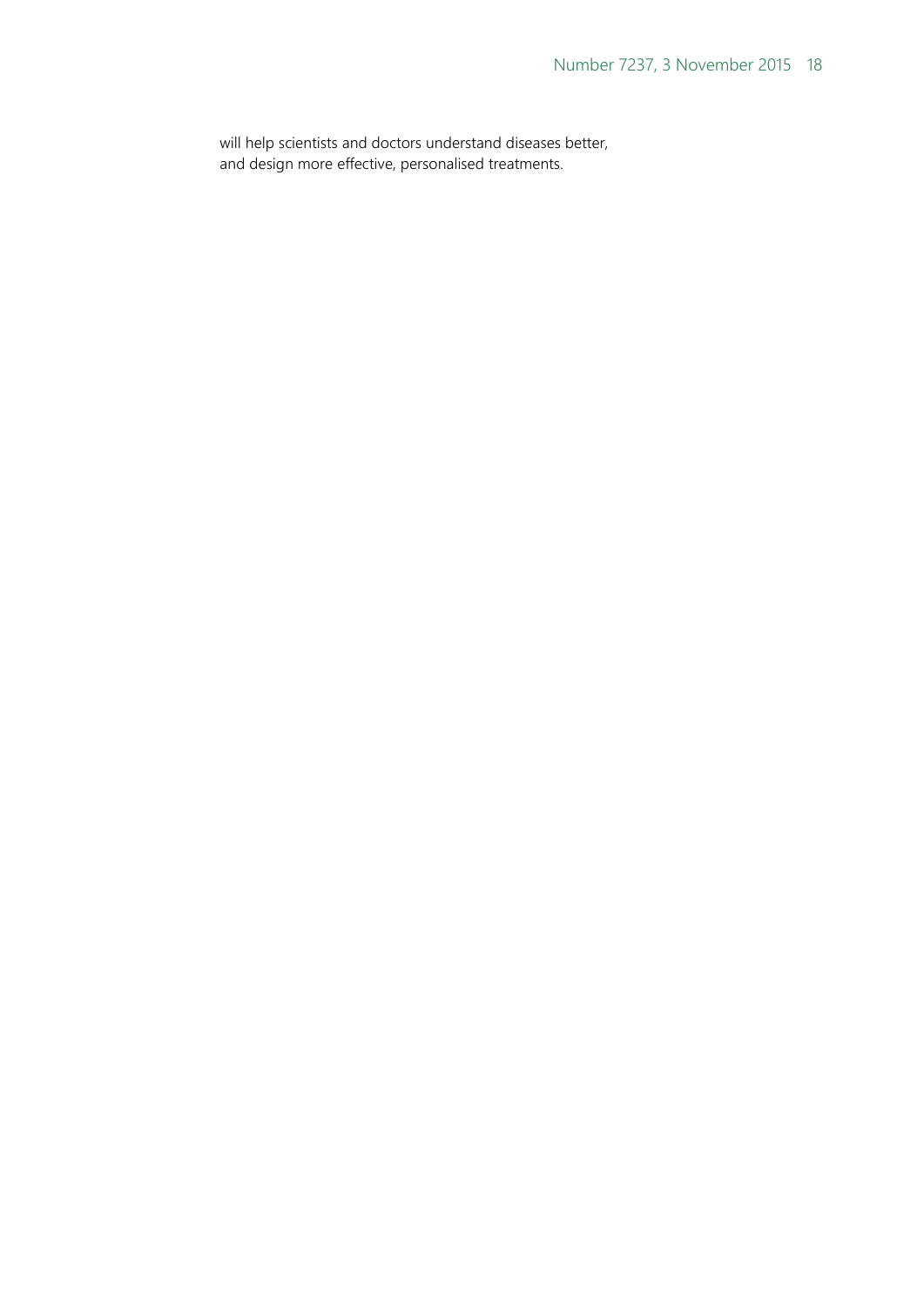will help scientists and doctors understand diseases better, and design more effective, personalised treatments.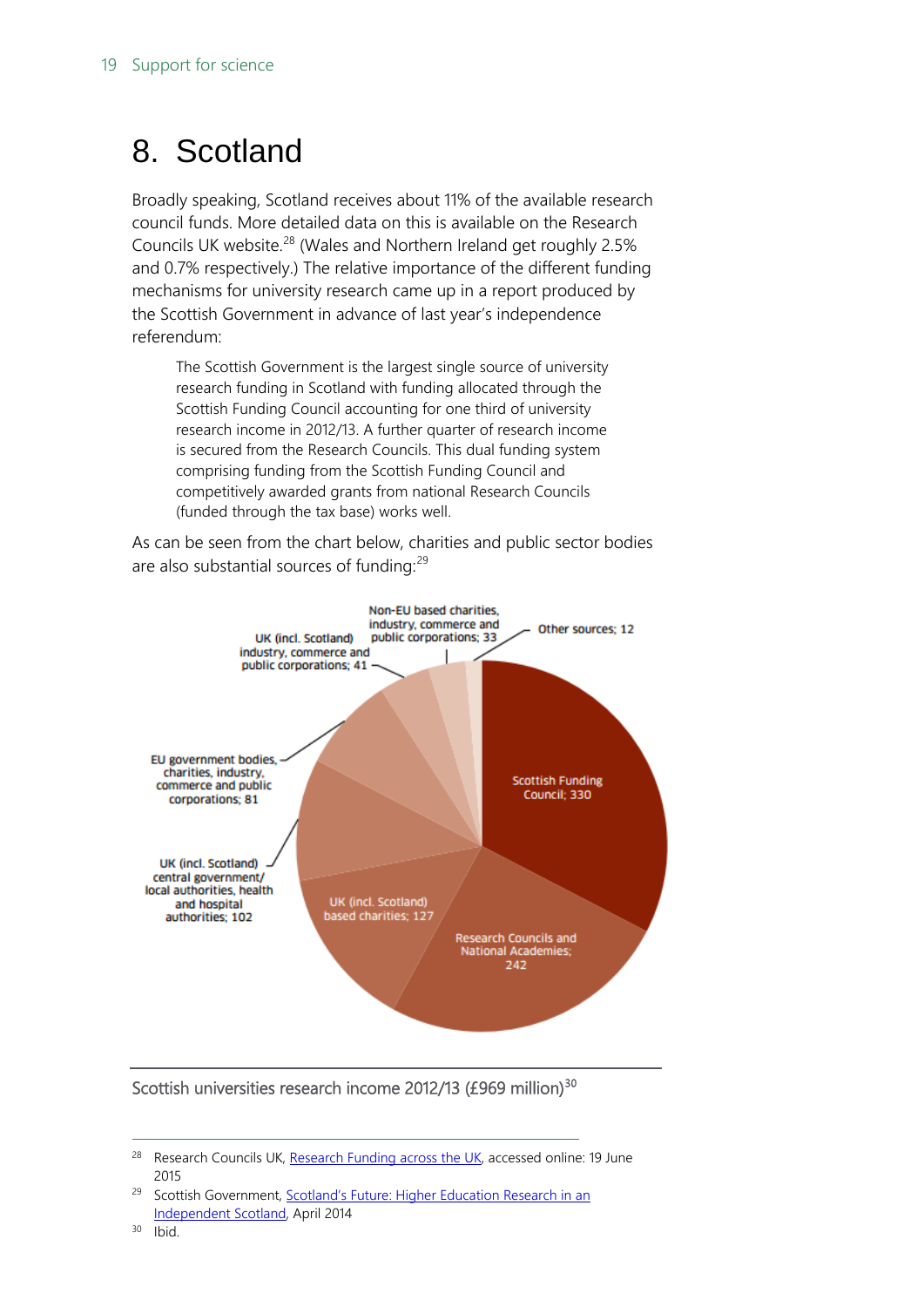# 8. Scotland

Broadly speaking, Scotland receives about 11% of the available research council funds. More detailed data on this is available on the Research Councils UK website.[28] (Wales and Northern Ireland get roughly 2.5% and 0.7% respectively.) The relative importance of the different funding mechanisms for university research came up in a report produced by the Scottish Government in advance of last year's independence referendum:

> The Scottish Government is the largest single source of university research funding in Scotland with funding allocated through the Scottish Funding Council accounting for one third of university research income in 2012/13. A further quarter of research income is secured from the Research Councils. This dual funding system comprising funding from the Scottish Funding Council and competitively awarded grants from national Research Councils (funded through the tax base) works well.

As can be seen from the chart below, charities and public sector bodies are also substantial sources of funding:[29]

Scottish Funding Council; 330
Research Councils and National Academies; 242
UK (incl. Scotland) based charities; 127
UK (incl. Scotland) central government/ local authorities, health and hospital authorities; 102
EU government bodies, charities, industry, commerce and public corporations; 81
UK (incl. Scotland) industry, commerce and public corporations; 41
Non-EU based charities, industry, commerce and public corporations; 33
Other sources; 12

Scottish universities research income 2012/13 (£969 million)[30]

---

[28] Research Councils UK, Research Funding across the UK, accessed online: 19 June 2015

[29] Scottish Government, Scotland's Future: Higher Education Research in an Independent Scotland, April 2014

[30] Ibid.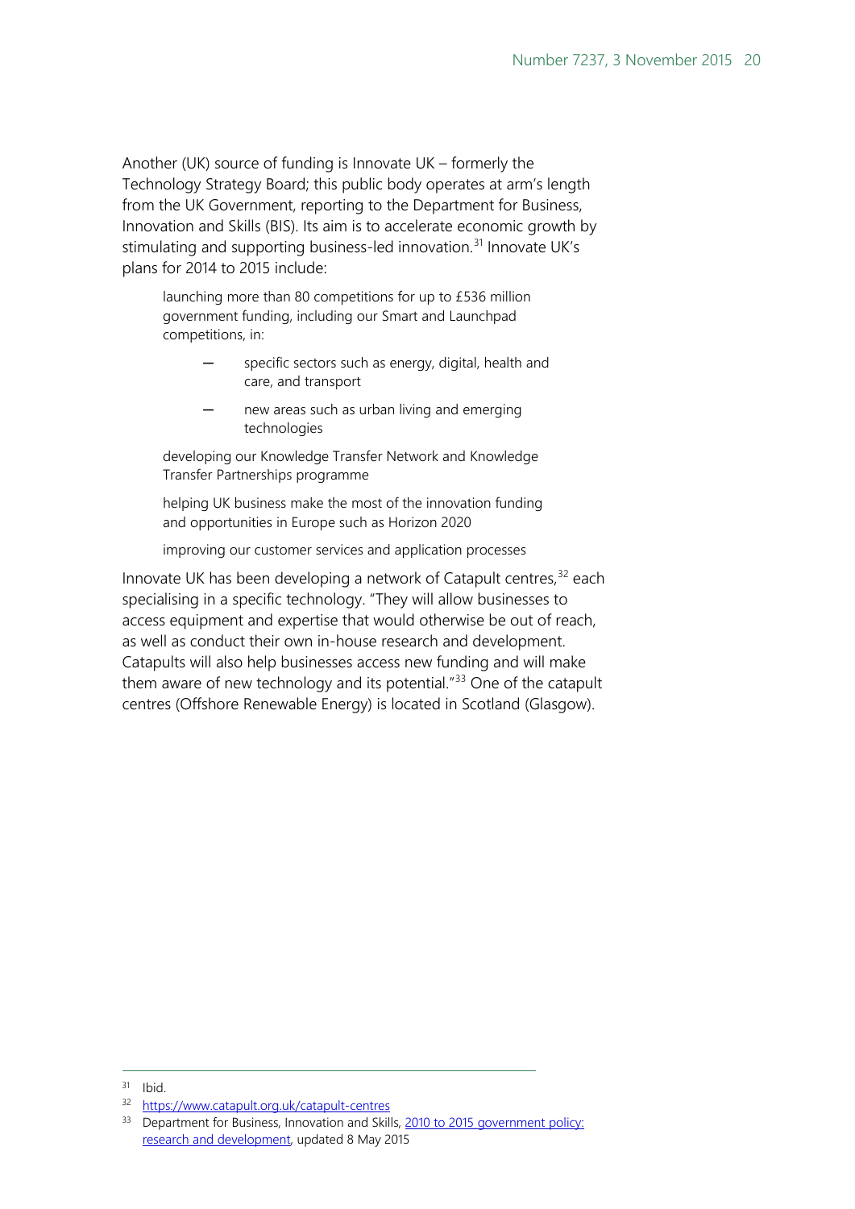Another (UK) source of funding is Innovate UK – formerly the Technology Strategy Board; this public body operates at arm's length from the UK Government, reporting to the Department for Business, Innovation and Skills (BIS). Its aim is to accelerate economic growth by stimulating and supporting business-led innovation.[31] Innovate UK's plans for 2014 to 2015 include:

> launching more than 80 competitions for up to £536 million government funding, including our Smart and Launchpad competitions, in:
>
> - specific sectors such as energy, digital, health and care, and transport
> - new areas such as urban living and emerging technologies
>
> developing our Knowledge Transfer Network and Knowledge Transfer Partnerships programme
>
> helping UK business make the most of the innovation funding and opportunities in Europe such as Horizon 2020
>
> improving our customer services and application processes

Innovate UK has been developing a network of Catapult centres,[32] each specialising in a specific technology. "They will allow businesses to access equipment and expertise that would otherwise be out of reach, as well as conduct their own in-house research and development. Catapults will also help businesses access new funding and will make them aware of new technology and its potential."[33] One of the catapult centres (Offshore Renewable Energy) is located in Scotland (Glasgow).

---

[31] Ibid.

[32] https://www.catapult.org.uk/catapult-centres

[33] Department for Business, Innovation and Skills, 2010 to 2015 government policy: research and development, updated 8 May 2015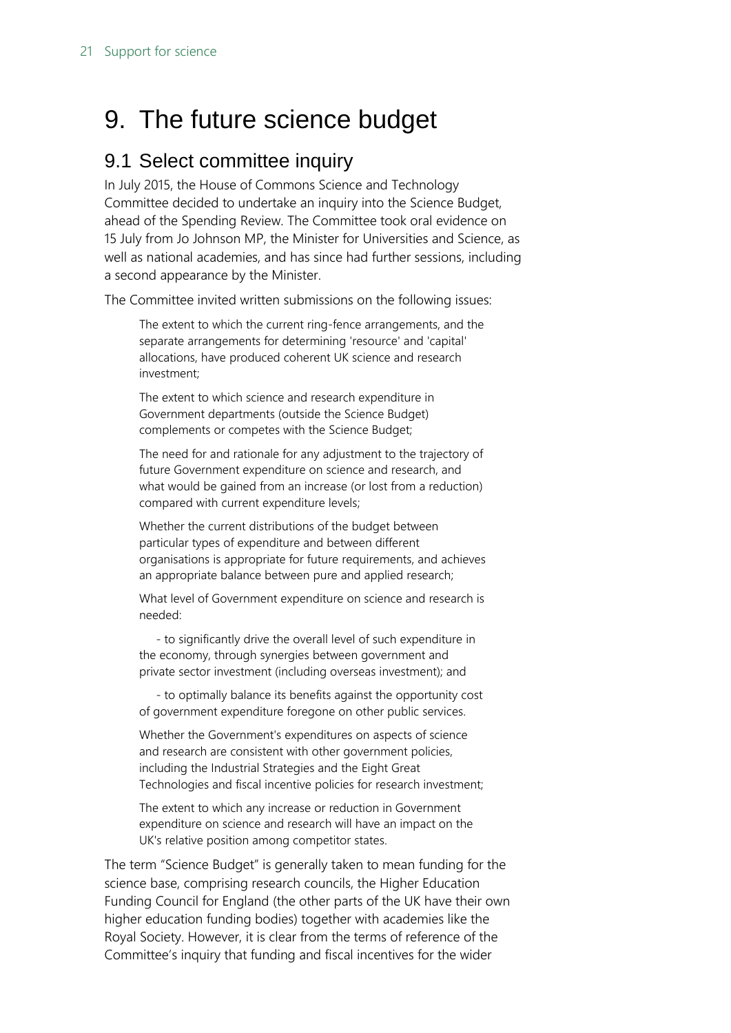# 9. The future science budget

## 9.1 Select committee inquiry

In July 2015, the House of Commons Science and Technology Committee decided to undertake an inquiry into the Science Budget, ahead of the Spending Review. The Committee took oral evidence on 15 July from Jo Johnson MP, the Minister for Universities and Science, as well as national academies, and has since had further sessions, including a second appearance by the Minister.

The Committee invited written submissions on the following issues:

> The extent to which the current ring-fence arrangements, and the separate arrangements for determining 'resource' and 'capital' allocations, have produced coherent UK science and research investment;
>
> The extent to which science and research expenditure in Government departments (outside the Science Budget) complements or competes with the Science Budget;
>
> The need for and rationale for any adjustment to the trajectory of future Government expenditure on science and research, and what would be gained from an increase (or lost from a reduction) compared with current expenditure levels;
>
> Whether the current distributions of the budget between particular types of expenditure and between different organisations is appropriate for future requirements, and achieves an appropriate balance between pure and applied research;
>
> What level of Government expenditure on science and research is needed:
>
> - to significantly drive the overall level of such expenditure in the economy, through synergies between government and private sector investment (including overseas investment); and
>
> - to optimally balance its benefits against the opportunity cost of government expenditure foregone on other public services.
>
> Whether the Government's expenditures on aspects of science and research are consistent with other government policies, including the Industrial Strategies and the Eight Great Technologies and fiscal incentive policies for research investment;
>
> The extent to which any increase or reduction in Government expenditure on science and research will have an impact on the UK's relative position among competitor states.

The term "Science Budget" is generally taken to mean funding for the science base, comprising research councils, the Higher Education Funding Council for England (the other parts of the UK have their own higher education funding bodies) together with academies like the Royal Society. However, it is clear from the terms of reference of the Committee's inquiry that funding and fiscal incentives for the wider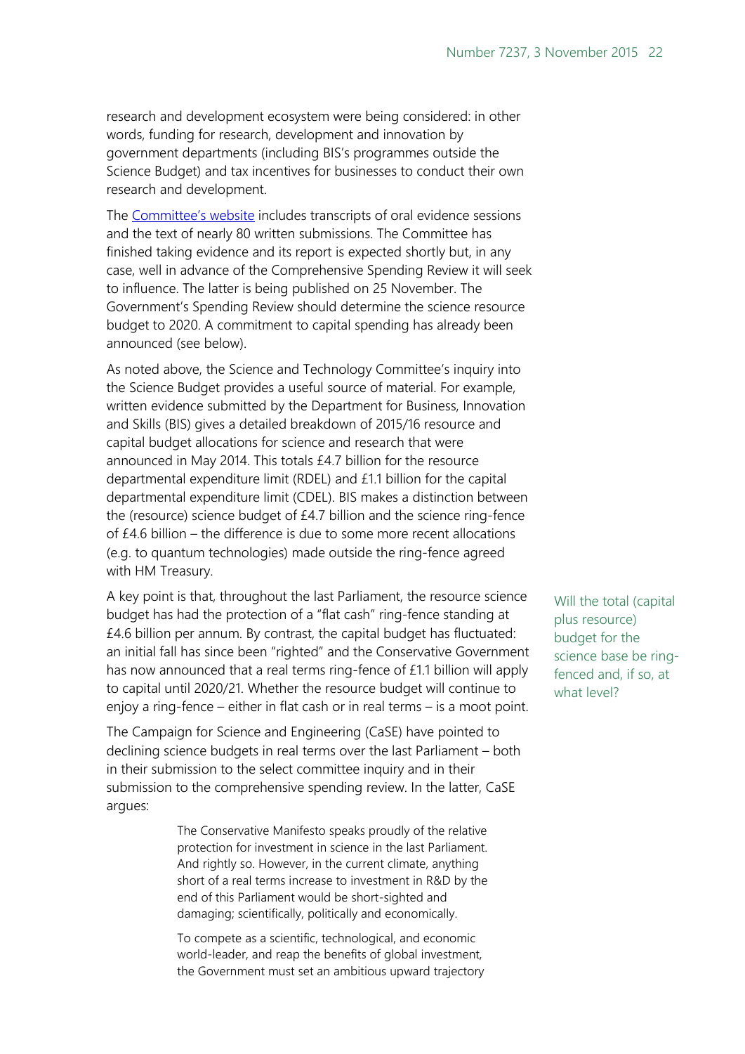research and development ecosystem were being considered: in other words, funding for research, development and innovation by government departments (including BIS's programmes outside the Science Budget) and tax incentives for businesses to conduct their own research and development.

The [Committee's website](#) includes transcripts of oral evidence sessions and the text of nearly 80 written submissions. The Committee has finished taking evidence and its report is expected shortly but, in any case, well in advance of the Comprehensive Spending Review it will seek to influence. The latter is being published on 25 November. The Government's Spending Review should determine the science resource budget to 2020. A commitment to capital spending has already been announced (see below).

As noted above, the Science and Technology Committee's inquiry into the Science Budget provides a useful source of material. For example, written evidence submitted by the Department for Business, Innovation and Skills (BIS) gives a detailed breakdown of 2015/16 resource and capital budget allocations for science and research that were announced in May 2014. This totals £4.7 billion for the resource departmental expenditure limit (RDEL) and £1.1 billion for the capital departmental expenditure limit (CDEL). BIS makes a distinction between the (resource) science budget of £4.7 billion and the science ring-fence of £4.6 billion – the difference is due to some more recent allocations (e.g. to quantum technologies) made outside the ring-fence agreed with HM Treasury.

Will the total (capital plus resource) budget for the science base be ring-fenced and, if so, at what level?

A key point is that, throughout the last Parliament, the resource science budget has had the protection of a "flat cash" ring-fence standing at £4.6 billion per annum. By contrast, the capital budget has fluctuated: an initial fall has since been "righted" and the Conservative Government has now announced that a real terms ring-fence of £1.1 billion will apply to capital until 2020/21. Whether the resource budget will continue to enjoy a ring-fence – either in flat cash or in real terms – is a moot point.

The Campaign for Science and Engineering (CaSE) have pointed to declining science budgets in real terms over the last Parliament – both in their submission to the select committee inquiry and in their submission to the comprehensive spending review. In the latter, CaSE argues:

> The Conservative Manifesto speaks proudly of the relative protection for investment in science in the last Parliament. And rightly so. However, in the current climate, anything short of a real terms increase to investment in R&D by the end of this Parliament would be short-sighted and damaging; scientifically, politically and economically.
>
> To compete as a scientific, technological, and economic world-leader, and reap the benefits of global investment, the Government must set an ambitious upward trajectory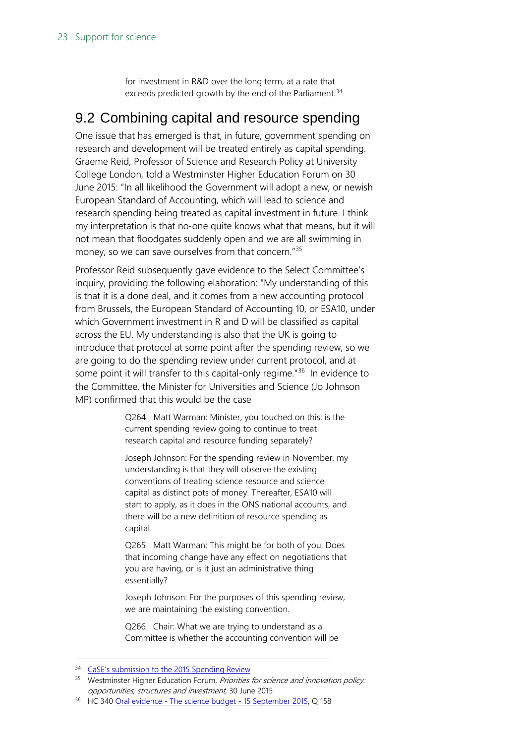for investment in R&D over the long term, at a rate that exceeds predicted growth by the end of the Parliament.[34]

## 9.2 Combining capital and resource spending

One issue that has emerged is that, in future, government spending on research and development will be treated entirely as capital spending. Graeme Reid, Professor of Science and Research Policy at University College London, told a Westminster Higher Education Forum on 30 June 2015: "In all likelihood the Government will adopt a new, or newish European Standard of Accounting, which will lead to science and research spending being treated as capital investment in future. I think my interpretation is that no-one quite knows what that means, but it will not mean that floodgates suddenly open and we are all swimming in money, so we can save ourselves from that concern."[35]

Professor Reid subsequently gave evidence to the Select Committee's inquiry, providing the following elaboration: "My understanding of this is that it is a done deal, and it comes from a new accounting protocol from Brussels, the European Standard of Accounting 10, or ESA10, under which Government investment in R and D will be classified as capital across the EU. My understanding is also that the UK is going to introduce that protocol at some point after the spending review, so we are going to do the spending review under current protocol, and at some point it will transfer to this capital-only regime."[36] In evidence to the Committee, the Minister for Universities and Science (Jo Johnson MP) confirmed that this would be the case

> Q264 Matt Warman: Minister, you touched on this: is the current spending review going to continue to treat research capital and resource funding separately?
>
> Joseph Johnson: For the spending review in November, my understanding is that they will observe the existing conventions of treating science resource and science capital as distinct pots of money. Thereafter, ESA10 will start to apply, as it does in the ONS national accounts, and there will be a new definition of resource spending as capital.
>
> Q265 Matt Warman: This might be for both of you. Does that incoming change have any effect on negotiations that you are having, or is it just an administrative thing essentially?
>
> Joseph Johnson: For the purposes of this spending review, we are maintaining the existing convention.
>
> Q266 Chair: What we are trying to understand as a Committee is whether the accounting convention will be

---

[34] CaSE's submission to the 2015 Spending Review

[35] Westminster Higher Education Forum, *Priorities for science and innovation policy: opportunities, structures and investment*, 30 June 2015

[36] HC 340 Oral evidence - The science budget - 15 September 2015, Q 158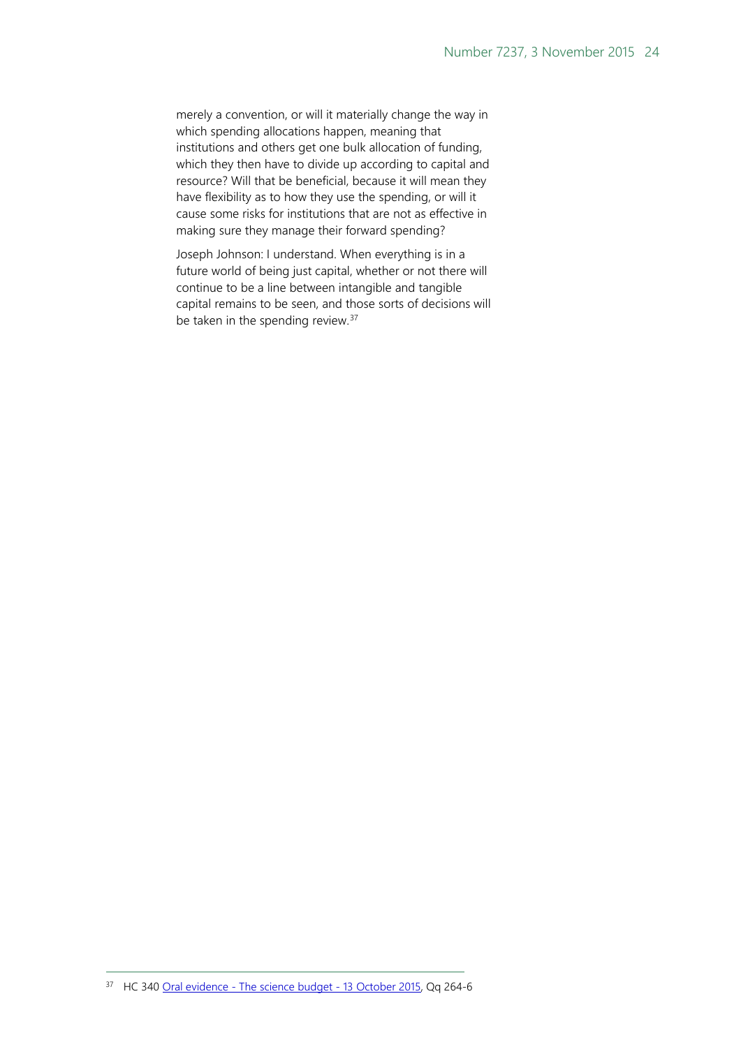merely a convention, or will it materially change the way in which spending allocations happen, meaning that institutions and others get one bulk allocation of funding, which they then have to divide up according to capital and resource? Will that be beneficial, because it will mean they have flexibility as to how they use the spending, or will it cause some risks for institutions that are not as effective in making sure they manage their forward spending?

Joseph Johnson: I understand. When everything is in a future world of being just capital, whether or not there will continue to be a line between intangible and tangible capital remains to be seen, and those sorts of decisions will be taken in the spending review.[37]

---

[37] HC 340 [Oral evidence - The science budget - 13 October 2015](), Qq 264-6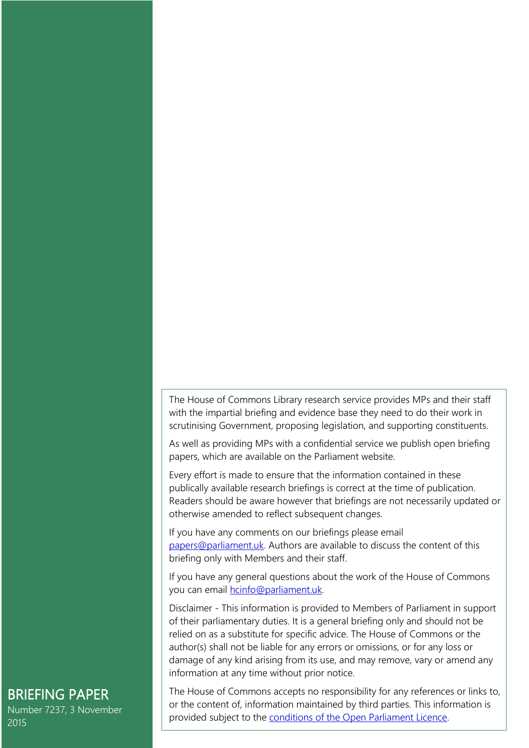The House of Commons Library research service provides MPs and their staff with the impartial briefing and evidence base they need to do their work in scrutinising Government, proposing legislation, and supporting constituents.

As well as providing MPs with a confidential service we publish open briefing papers, which are available on the Parliament website.

Every effort is made to ensure that the information contained in these publically available research briefings is correct at the time of publication. Readers should be aware however that briefings are not necessarily updated or otherwise amended to reflect subsequent changes.

If you have any comments on our briefings please email [papers@parliament.uk](mailto:papers@parliament.uk). Authors are available to discuss the content of this briefing only with Members and their staff.

If you have any general questions about the work of the House of Commons you can email [hcinfo@parliament.uk](mailto:hcinfo@parliament.uk).

Disclaimer - This information is provided to Members of Parliament in support of their parliamentary duties. It is a general briefing only and should not be relied on as a substitute for specific advice. The House of Commons or the author(s) shall not be liable for any errors or omissions, or for any loss or damage of any kind arising from its use, and may remove, vary or amend any information at any time without prior notice.

The House of Commons accepts no responsibility for any references or links to, or the content of, information maintained by third parties. This information is provided subject to the conditions of the Open Parliament Licence.

BRIEFING PAPER

Number 7237, 3 November 2015